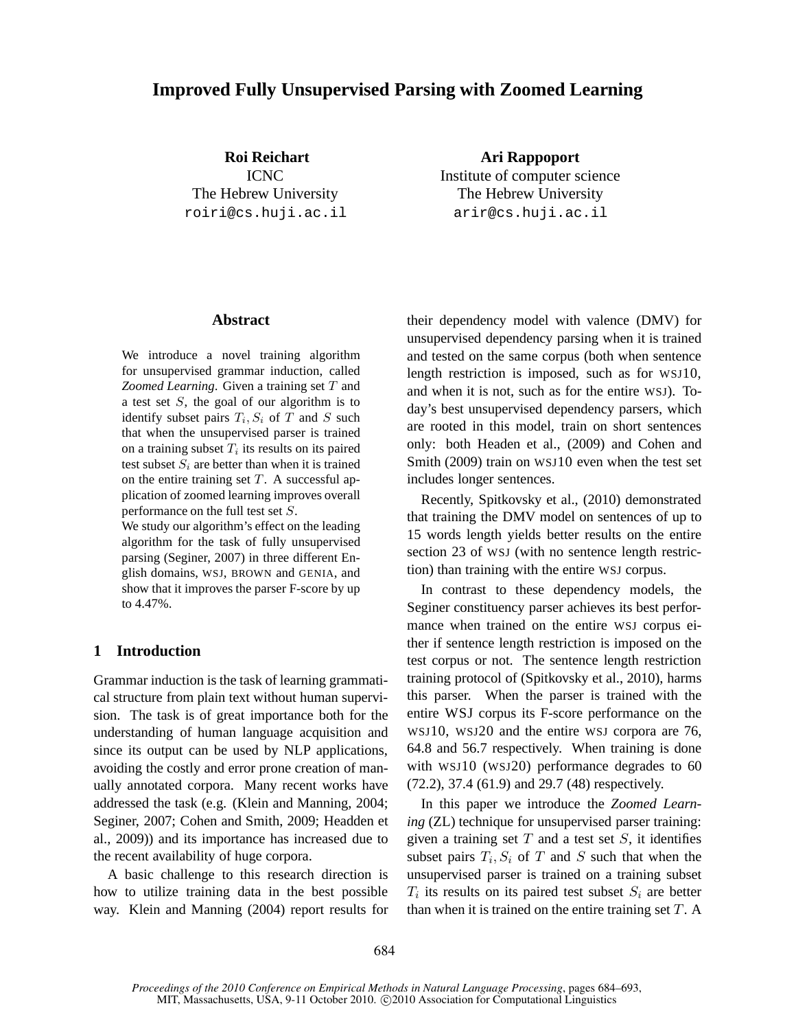# Improved Fully Unsupervised Parsing with Zoomed Learning

**Roi Reichart**
ICNC
The Hebrew University
roiri@cs.huji.ac.il

**Ari Rappoport**
Institute of computer science
The Hebrew University
arir@cs.huji.ac.il

## Abstract

We introduce a novel training algorithm for unsupervised grammar induction, called *Zoomed Learning*. Given a training set $T$ and a test set $S$, the goal of our algorithm is to identify subset pairs $T_i, S_i$ of $T$ and $S$ such that when the unsupervised parser is trained on a training subset $T_i$ its results on its paired test subset $S_i$ are better than when it is trained on the entire training set $T$. A successful application of zoomed learning improves overall performance on the full test set $S$.

We study our algorithm's effect on the leading algorithm for the task of fully unsupervised parsing (Seginer, 2007) in three different English domains, WSJ, BROWN and GENIA, and show that it improves the parser F-score by up to 4.47%.

## 1 Introduction

Grammar induction is the task of learning grammatical structure from plain text without human supervision. The task is of great importance both for the understanding of human language acquisition and since its output can be used by NLP applications, avoiding the costly and error prone creation of manually annotated corpora. Many recent works have addressed the task (e.g. (Klein and Manning, 2004; Seginer, 2007; Cohen and Smith, 2009; Headden et al., 2009)) and its importance has increased due to the recent availability of huge corpora.

A basic challenge to this research direction is how to utilize training data in the best possible way. Klein and Manning (2004) report results for their dependency model with valence (DMV) for unsupervised dependency parsing when it is trained and tested on the same corpus (both when sentence length restriction is imposed, such as for WSJ10, and when it is not, such as for the entire WSJ). Today's best unsupervised dependency parsers, which are rooted in this model, train on short sentences only: both Headen et al., (2009) and Cohen and Smith (2009) train on WSJ10 even when the test set includes longer sentences.

Recently, Spitkovsky et al., (2010) demonstrated that training the DMV model on sentences of up to 15 words length yields better results on the entire section 23 of WSJ (with no sentence length restriction) than training with the entire WSJ corpus.

In contrast to these dependency models, the Seginer constituency parser achieves its best performance when trained on the entire WSJ corpus either if sentence length restriction is imposed on the test corpus or not. The sentence length restriction training protocol of (Spitkovsky et al., 2010), harms this parser. When the parser is trained with the entire WSJ corpus its F-score performance on the WSJ10, WSJ20 and the entire WSJ corpora are 76, 64.8 and 56.7 respectively. When training is done with WSJ10 (WSJ20) performance degrades to 60 (72.2), 37.4 (61.9) and 29.7 (48) respectively.

In this paper we introduce the *Zoomed Learning* (ZL) technique for unsupervised parser training: given a training set $T$ and a test set $S$, it identifies subset pairs $T_i, S_i$ of $T$ and $S$ such that when the unsupervised parser is trained on a training subset $T_i$ its results on its paired test subset $S_i$ are better than when it is trained on the entire training set $T$. A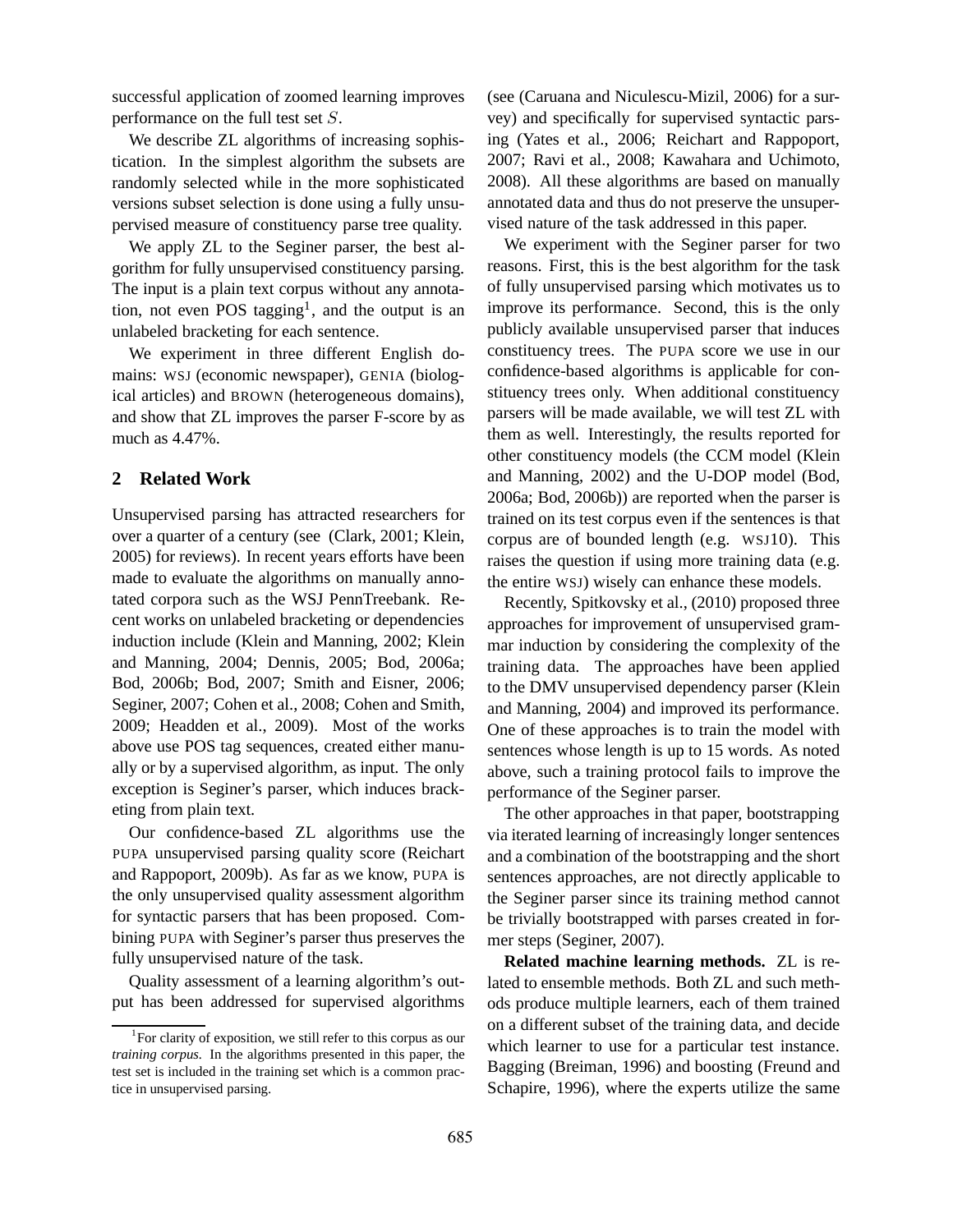successful application of zoomed learning improves performance on the full test set $S$.

We describe ZL algorithms of increasing sophistication. In the simplest algorithm the subsets are randomly selected while in the more sophisticated versions subset selection is done using a fully unsupervised measure of constituency parse tree quality.

We apply ZL to the Seginer parser, the best algorithm for fully unsupervised constituency parsing. The input is a plain text corpus without any annotation, not even POS tagging[1], and the output is an unlabeled bracketing for each sentence.

We experiment in three different English domains: WSJ (economic newspaper), GENIA (biological articles) and BROWN (heterogeneous domains), and show that ZL improves the parser F-score by as much as 4.47%.

## 2 Related Work

Unsupervised parsing has attracted researchers for over a quarter of a century (see (Clark, 2001; Klein, 2005) for reviews). In recent years efforts have been made to evaluate the algorithms on manually annotated corpora such as the WSJ PennTreebank. Recent works on unlabeled bracketing or dependencies induction include (Klein and Manning, 2002; Klein and Manning, 2004; Dennis, 2005; Bod, 2006a; Bod, 2006b; Bod, 2007; Smith and Eisner, 2006; Seginer, 2007; Cohen et al., 2008; Cohen and Smith, 2009; Headden et al., 2009). Most of the works above use POS tag sequences, created either manually or by a supervised algorithm, as input. The only exception is Seginer's parser, which induces bracketing from plain text.

Our confidence-based ZL algorithms use the PUPA unsupervised parsing quality score (Reichart and Rappoport, 2009b). As far as we know, PUPA is the only unsupervised quality assessment algorithm for syntactic parsers that has been proposed. Combining PUPA with Seginer's parser thus preserves the fully unsupervised nature of the task.

Quality assessment of a learning algorithm's output has been addressed for supervised algorithms (see (Caruana and Niculescu-Mizil, 2006) for a survey) and specifically for supervised syntactic parsing (Yates et al., 2006; Reichart and Rappoport, 2007; Ravi et al., 2008; Kawahara and Uchimoto, 2008). All these algorithms are based on manually annotated data and thus do not preserve the unsupervised nature of the task addressed in this paper.

We experiment with the Seginer parser for two reasons. First, this is the best algorithm for the task of fully unsupervised parsing which motivates us to improve its performance. Second, this is the only publicly available unsupervised parser that induces constituency trees. The PUPA score we use in our confidence-based algorithms is applicable for constituency trees only. When additional constituency parsers will be made available, we will test ZL with them as well. Interestingly, the results reported for other constituency models (the CCM model (Klein and Manning, 2002) and the U-DOP model (Bod, 2006a; Bod, 2006b)) are reported when the parser is trained on its test corpus even if the sentences is that corpus are of bounded length (e.g. WSJ10). This raises the question if using more training data (e.g. the entire WSJ) wisely can enhance these models.

Recently, Spitkovsky et al., (2010) proposed three approaches for improvement of unsupervised grammar induction by considering the complexity of the training data. The approaches have been applied to the DMV unsupervised dependency parser (Klein and Manning, 2004) and improved its performance. One of these approaches is to train the model with sentences whose length is up to 15 words. As noted above, such a training protocol fails to improve the performance of the Seginer parser.

The other approaches in that paper, bootstrapping via iterated learning of increasingly longer sentences and a combination of the bootstrapping and the short sentences approaches, are not directly applicable to the Seginer parser since its training method cannot be trivially bootstrapped with parses created in former steps (Seginer, 2007).

**Related machine learning methods.** ZL is related to ensemble methods. Both ZL and such methods produce multiple learners, each of them trained on a different subset of the training data, and decide which learner to use for a particular test instance. Bagging (Breiman, 1996) and boosting (Freund and Schapire, 1996), where the experts utilize the same

[1] For clarity of exposition, we still refer to this corpus as our *training corpus*. In the algorithms presented in this paper, the test set is included in the training set which is a common practice in unsupervised parsing.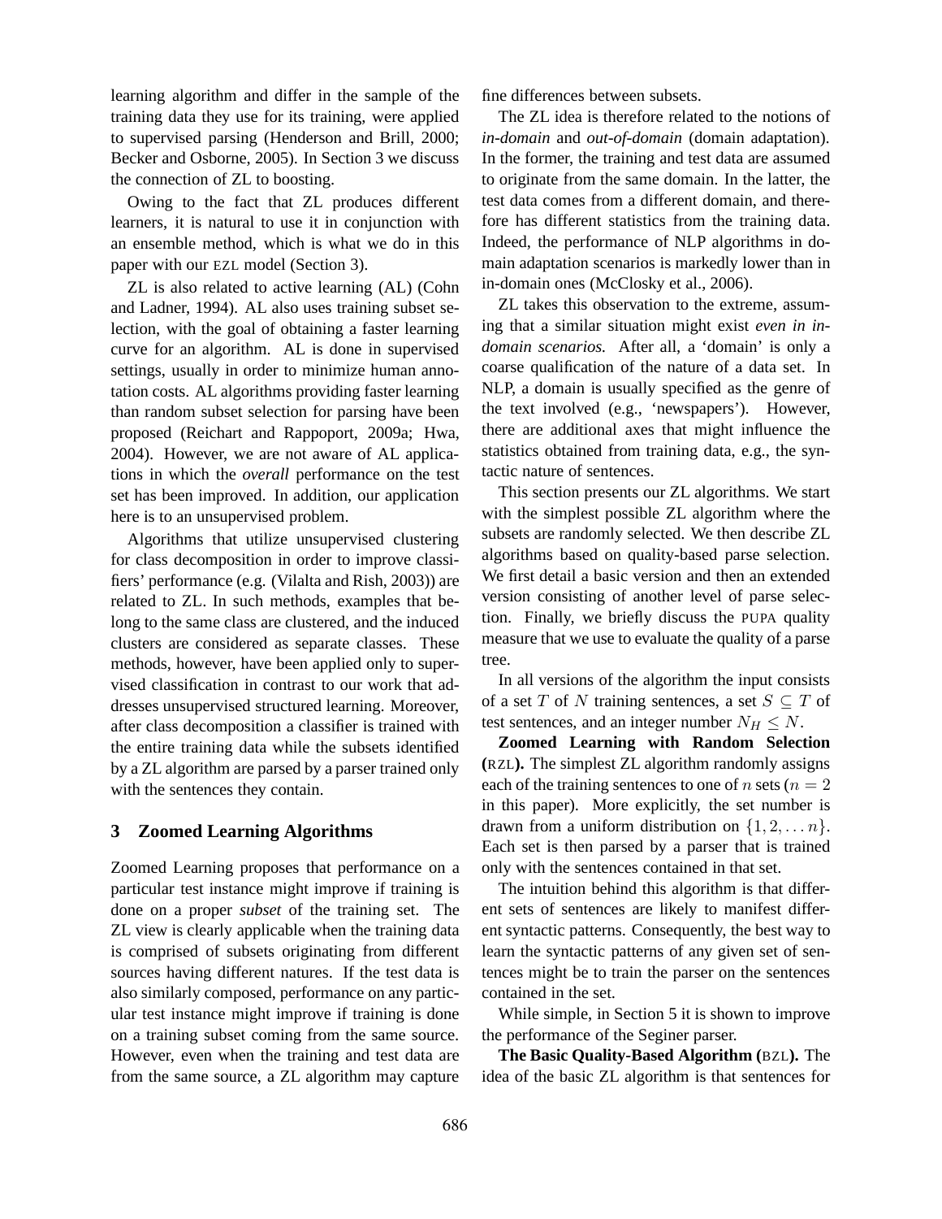learning algorithm and differ in the sample of the training data they use for its training, were applied to supervised parsing (Henderson and Brill, 2000; Becker and Osborne, 2005). In Section 3 we discuss the connection of ZL to boosting.

Owing to the fact that ZL produces different learners, it is natural to use it in conjunction with an ensemble method, which is what we do in this paper with our EZL model (Section 3).

ZL is also related to active learning (AL) (Cohn and Ladner, 1994). AL also uses training subset selection, with the goal of obtaining a faster learning curve for an algorithm. AL is done in supervised settings, usually in order to minimize human annotation costs. AL algorithms providing faster learning than random subset selection for parsing have been proposed (Reichart and Rappoport, 2009a; Hwa, 2004). However, we are not aware of AL applications in which the *overall* performance on the test set has been improved. In addition, our application here is to an unsupervised problem.

Algorithms that utilize unsupervised clustering for class decomposition in order to improve classifiers' performance (e.g. (Vilalta and Rish, 2003)) are related to ZL. In such methods, examples that belong to the same class are clustered, and the induced clusters are considered as separate classes. These methods, however, have been applied only to supervised classification in contrast to our work that addresses unsupervised structured learning. Moreover, after class decomposition a classifier is trained with the entire training data while the subsets identified by a ZL algorithm are parsed by a parser trained only with the sentences they contain.

## 3 Zoomed Learning Algorithms

Zoomed Learning proposes that performance on a particular test instance might improve if training is done on a proper *subset* of the training set. The ZL view is clearly applicable when the training data is comprised of subsets originating from different sources having different natures. If the test data is also similarly composed, performance on any particular test instance might improve if training is done on a training subset coming from the same source. However, even when the training and test data are from the same source, a ZL algorithm may capture fine differences between subsets.

The ZL idea is therefore related to the notions of *in-domain* and *out-of-domain* (domain adaptation). In the former, the training and test data are assumed to originate from the same domain. In the latter, the test data comes from a different domain, and therefore has different statistics from the training data. Indeed, the performance of NLP algorithms in domain adaptation scenarios is markedly lower than in in-domain ones (McClosky et al., 2006).

ZL takes this observation to the extreme, assuming that a similar situation might exist *even in in-domain scenarios*. After all, a 'domain' is only a coarse qualification of the nature of a data set. In NLP, a domain is usually specified as the genre of the text involved (e.g., 'newspapers'). However, there are additional axes that might influence the statistics obtained from training data, e.g., the syntactic nature of sentences.

This section presents our ZL algorithms. We start with the simplest possible ZL algorithm where the subsets are randomly selected. We then describe ZL algorithms based on quality-based parse selection. We first detail a basic version and then an extended version consisting of another level of parse selection. Finally, we briefly discuss the PUPA quality measure that we use to evaluate the quality of a parse tree.

In all versions of the algorithm the input consists of a set $T$ of $N$ training sentences, a set $S \subseteq T$ of test sentences, and an integer number $N_H \leq N$.

**Zoomed Learning with Random Selection (RZL).** The simplest ZL algorithm randomly assigns each of the training sentences to one of $n$ sets ($n = 2$ in this paper). More explicitly, the set number is drawn from a uniform distribution on $\{1, 2, \ldots n\}$. Each set is then parsed by a parser that is trained only with the sentences contained in that set.

The intuition behind this algorithm is that different sets of sentences are likely to manifest different syntactic patterns. Consequently, the best way to learn the syntactic patterns of any given set of sentences might be to train the parser on the sentences contained in the set.

While simple, in Section 5 it is shown to improve the performance of the Seginer parser.

**The Basic Quality-Based Algorithm (BZL).** The idea of the basic ZL algorithm is that sentences for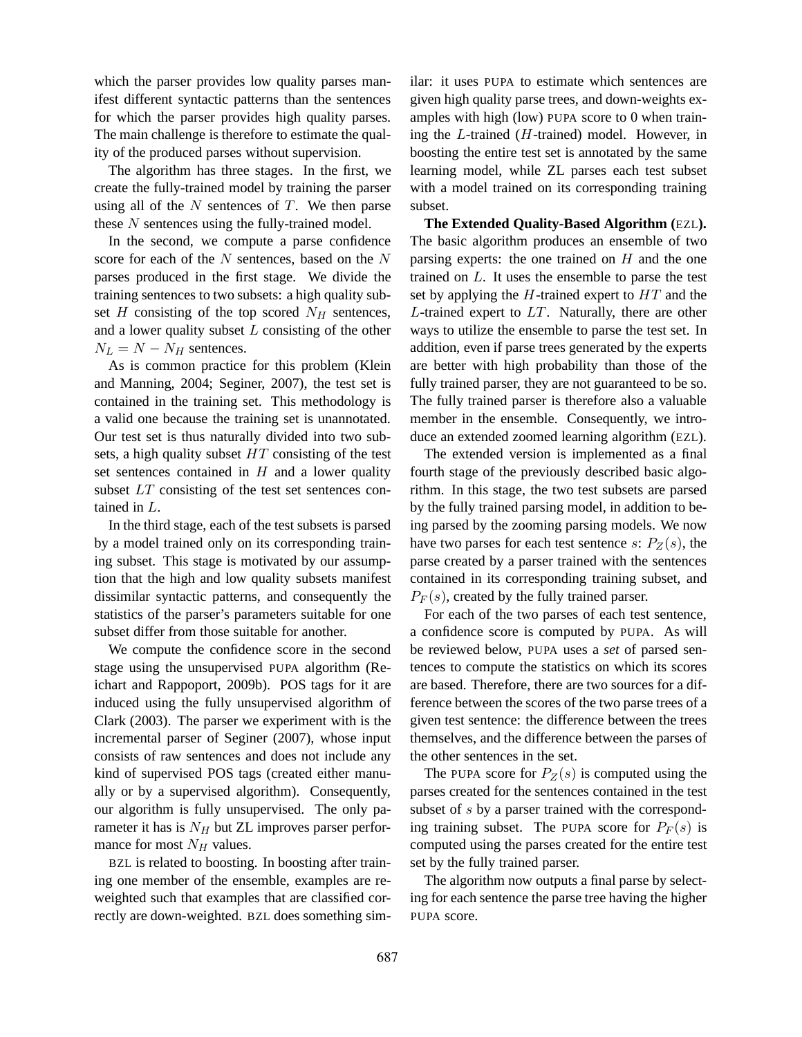which the parser provides low quality parses manifest different syntactic patterns than the sentences for which the parser provides high quality parses. The main challenge is therefore to estimate the quality of the produced parses without supervision.

The algorithm has three stages. In the first, we create the fully-trained model by training the parser using all of the $N$ sentences of $T$. We then parse these $N$ sentences using the fully-trained model.

In the second, we compute a parse confidence score for each of the $N$ sentences, based on the $N$ parses produced in the first stage. We divide the training sentences to two subsets: a high quality subset $H$ consisting of the top scored $N_H$ sentences, and a lower quality subset $L$ consisting of the other $N_L = N - N_H$ sentences.

As is common practice for this problem (Klein and Manning, 2004; Seginer, 2007), the test set is contained in the training set. This methodology is a valid one because the training set is unannotated. Our test set is thus naturally divided into two subsets, a high quality subset $HT$ consisting of the test set sentences contained in $H$ and a lower quality subset $LT$ consisting of the test set sentences contained in $L$.

In the third stage, each of the test subsets is parsed by a model trained only on its corresponding training subset. This stage is motivated by our assumption that the high and low quality subsets manifest dissimilar syntactic patterns, and consequently the statistics of the parser's parameters suitable for one subset differ from those suitable for another.

We compute the confidence score in the second stage using the unsupervised PUPA algorithm (Reichart and Rappoport, 2009b). POS tags for it are induced using the fully unsupervised algorithm of Clark (2003). The parser we experiment with is the incremental parser of Seginer (2007), whose input consists of raw sentences and does not include any kind of supervised POS tags (created either manually or by a supervised algorithm). Consequently, our algorithm is fully unsupervised. The only parameter it has is $N_H$ but ZL improves parser performance for most $N_H$ values.

BZL is related to boosting. In boosting after training one member of the ensemble, examples are reweighted such that examples that are classified correctly are down-weighted. BZL does something similar: it uses PUPA to estimate which sentences are given high quality parse trees, and down-weights examples with high (low) PUPA score to 0 when training the $L$-trained ($H$-trained) model. However, in boosting the entire test set is annotated by the same learning model, while ZL parses each test subset with a model trained on its corresponding training subset.

**The Extended Quality-Based Algorithm (EZL).** The basic algorithm produces an ensemble of two parsing experts: the one trained on $H$ and the one trained on $L$. It uses the ensemble to parse the test set by applying the $H$-trained expert to $HT$ and the $L$-trained expert to $LT$. Naturally, there are other ways to utilize the ensemble to parse the test set. In addition, even if parse trees generated by the experts are better with high probability than those of the fully trained parser, they are not guaranteed to be so. The fully trained parser is therefore also a valuable member in the ensemble. Consequently, we introduce an extended zoomed learning algorithm (EZL).

The extended version is implemented as a final fourth stage of the previously described basic algorithm. In this stage, the two test subsets are parsed by the fully trained parsing model, in addition to being parsed by the zooming parsing models. We now have two parses for each test sentence $s$: $P_Z(s)$, the parse created by a parser trained with the sentences contained in its corresponding training subset, and $P_F(s)$, created by the fully trained parser.

For each of the two parses of each test sentence, a confidence score is computed by PUPA. As will be reviewed below, PUPA uses a *set* of parsed sentences to compute the statistics on which its scores are based. Therefore, there are two sources for a difference between the scores of the two parse trees of a given test sentence: the difference between the trees themselves, and the difference between the parses of the other sentences in the set.

The PUPA score for $P_Z(s)$ is computed using the parses created for the sentences contained in the test subset of $s$ by a parser trained with the corresponding training subset. The PUPA score for $P_F(s)$ is computed using the parses created for the entire test set by the fully trained parser.

The algorithm now outputs a final parse by selecting for each sentence the parse tree having the higher PUPA score.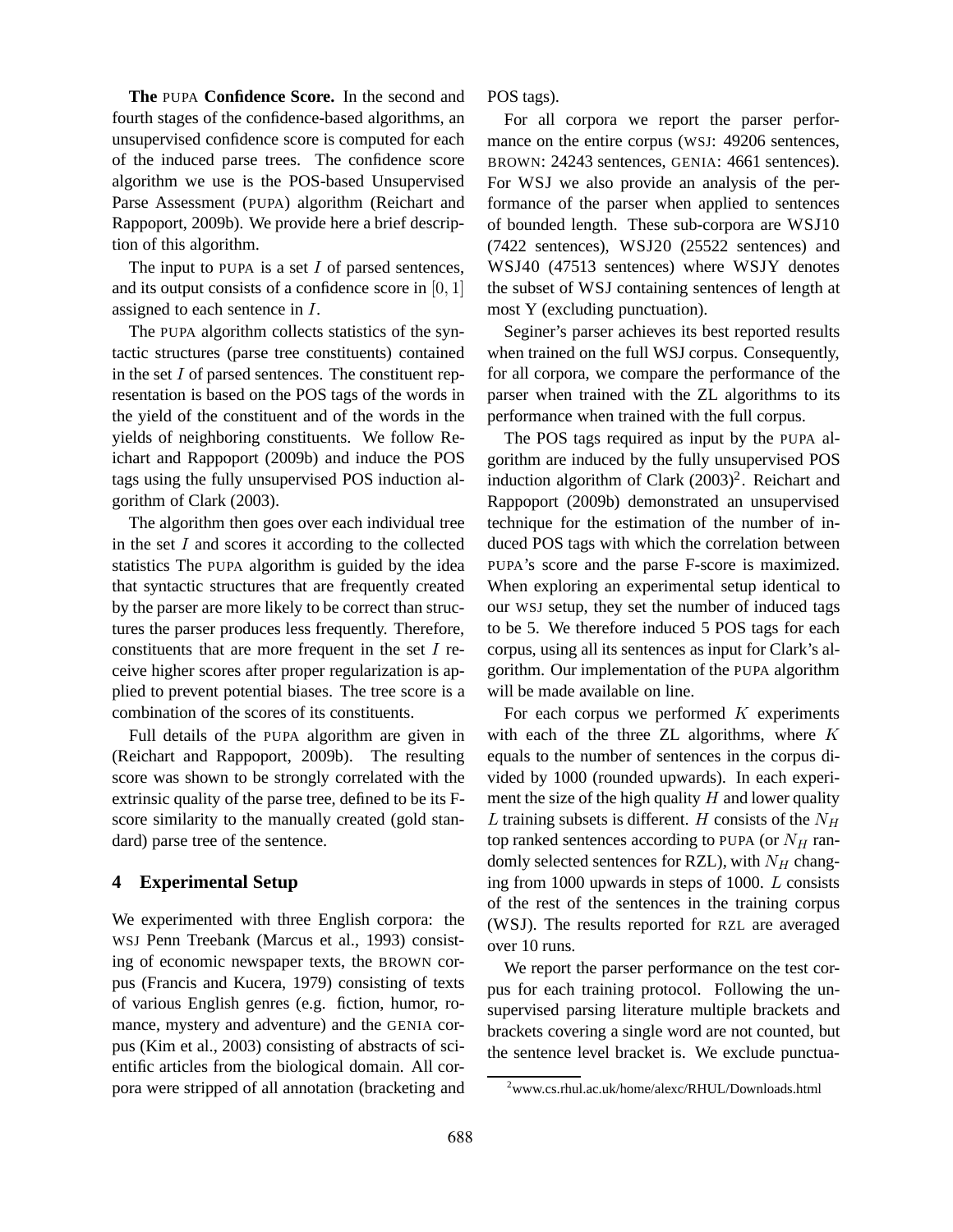**The** PUPA **Confidence Score.** In the second and fourth stages of the confidence-based algorithms, an unsupervised confidence score is computed for each of the induced parse trees. The confidence score algorithm we use is the POS-based Unsupervised Parse Assessment (PUPA) algorithm (Reichart and Rappoport, 2009b). We provide here a brief description of this algorithm.

The input to PUPA is a set $I$ of parsed sentences, and its output consists of a confidence score in $[0, 1]$ assigned to each sentence in $I$.

The PUPA algorithm collects statistics of the syntactic structures (parse tree constituents) contained in the set $I$ of parsed sentences. The constituent representation is based on the POS tags of the words in the yield of the constituent and of the words in the yields of neighboring constituents. We follow Reichart and Rappoport (2009b) and induce the POS tags using the fully unsupervised POS induction algorithm of Clark (2003).

The algorithm then goes over each individual tree in the set $I$ and scores it according to the collected statistics The PUPA algorithm is guided by the idea that syntactic structures that are frequently created by the parser are more likely to be correct than structures the parser produces less frequently. Therefore, constituents that are more frequent in the set $I$ receive higher scores after proper regularization is applied to prevent potential biases. The tree score is a combination of the scores of its constituents.

Full details of the PUPA algorithm are given in (Reichart and Rappoport, 2009b). The resulting score was shown to be strongly correlated with the extrinsic quality of the parse tree, defined to be its F-score similarity to the manually created (gold standard) parse tree of the sentence.

## 4 Experimental Setup

We experimented with three English corpora: the WSJ Penn Treebank (Marcus et al., 1993) consisting of economic newspaper texts, the BROWN corpus (Francis and Kucera, 1979) consisting of texts of various English genres (e.g. fiction, humor, romance, mystery and adventure) and the GENIA corpus (Kim et al., 2003) consisting of abstracts of scientific articles from the biological domain. All corpora were stripped of all annotation (bracketing and POS tags).

For all corpora we report the parser performance on the entire corpus (WSJ: 49206 sentences, BROWN: 24243 sentences, GENIA: 4661 sentences). For WSJ we also provide an analysis of the performance of the parser when applied to sentences of bounded length. These sub-corpora are WSJ10 (7422 sentences), WSJ20 (25522 sentences) and WSJ40 (47513 sentences) where WSJY denotes the subset of WSJ containing sentences of length at most Y (excluding punctuation).

Seginer's parser achieves its best reported results when trained on the full WSJ corpus. Consequently, for all corpora, we compare the performance of the parser when trained with the ZL algorithms to its performance when trained with the full corpus.

The POS tags required as input by the PUPA algorithm are induced by the fully unsupervised POS induction algorithm of Clark (2003)[2]. Reichart and Rappoport (2009b) demonstrated an unsupervised technique for the estimation of the number of induced POS tags with which the correlation between PUPA's score and the parse F-score is maximized. When exploring an experimental setup identical to our WSJ setup, they set the number of induced tags to be 5. We therefore induced 5 POS tags for each corpus, using all its sentences as input for Clark's algorithm. Our implementation of the PUPA algorithm will be made available on line.

For each corpus we performed $K$ experiments with each of the three ZL algorithms, where $K$ equals to the number of sentences in the corpus divided by 1000 (rounded upwards). In each experiment the size of the high quality $H$ and lower quality $L$ training subsets is different. $H$ consists of the $N_H$ top ranked sentences according to PUPA (or $N_H$ randomly selected sentences for RZL), with $N_H$ changing from 1000 upwards in steps of 1000. $L$ consists of the rest of the sentences in the training corpus (WSJ). The results reported for RZL are averaged over 10 runs.

We report the parser performance on the test corpus for each training protocol. Following the unsupervised parsing literature multiple brackets and brackets covering a single word are not counted, but the sentence level bracket is. We exclude punctua-

[2] www.cs.rhul.ac.uk/home/alexc/RHUL/Downloads.html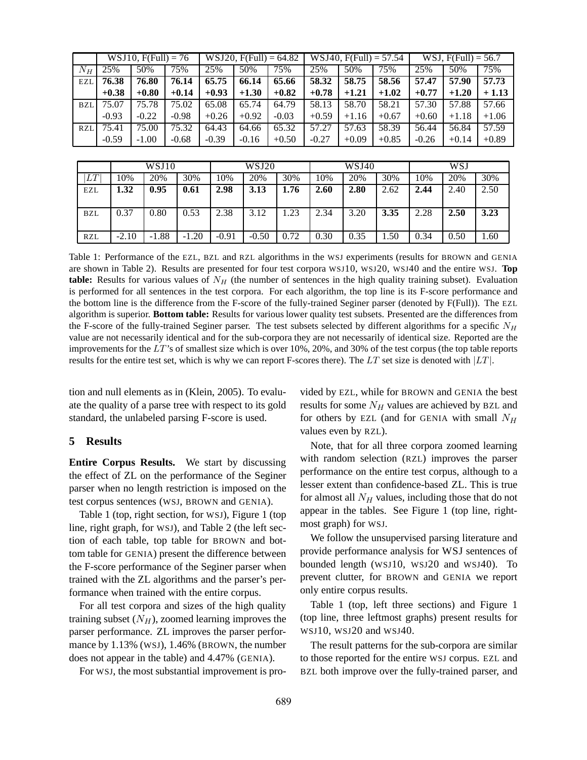|  | WSJ10, F(Full) = 76 | | | WSJ20, F(Full) = 64.82 | | | WSJ40, F(Full) = 57.54 | | | WSJ, F(Full) = 56.7 | | |
|---|---|---|---|---|---|---|---|---|---|---|---|---|
| $N_H$ | 25% | 50% | 75% | 25% | 50% | 75% | 25% | 50% | 75% | 25% | 50% | 75% |
| EZL | **76.38** | **76.80** | **76.14** | **65.75** | **66.14** | **65.66** | **58.32** | **58.75** | **58.56** | **57.47** | **57.90** | **57.73** |
|  | **+0.38** | **+0.80** | **+0.14** | **+0.93** | **+1.30** | **+0.82** | **+0.78** | **+1.21** | **+1.02** | **+0.77** | **+1.20** | **+ 1.13** |
| BZL | 75.07 | 75.78 | 75.02 | 65.08 | 65.74 | 64.79 | 58.13 | 58.70 | 58.21 | 57.30 | 57.88 | 57.66 |
|  | -0.93 | -0.22 | -0.98 | +0.26 | +0.92 | -0.03 | +0.59 | +1.16 | +0.67 | +0.60 | +1.18 | +1.06 |
| RZL | 75.41 | 75.00 | 75.32 | 64.43 | 64.66 | 65.32 | 57.27 | 57.63 | 58.39 | 56.44 | 56.84 | 57.59 |
|  | -0.59 | -1.00 | -0.68 | -0.39 | -0.16 | +0.50 | -0.27 | +0.09 | +0.85 | -0.26 | +0.14 | +0.89 |

|  | WSJ10 | | | WSJ20 | | | WSJ40 | | | WSJ | | |
|---|---|---|---|---|---|---|---|---|---|---|---|---|
| $\|LT\|$ | 10% | 20% | 30% | 10% | 20% | 30% | 10% | 20% | 30% | 10% | 20% | 30% |
| EZL | **1.32** | **0.95** | **0.61** | **2.98** | **3.13** | **1.76** | **2.60** | **2.80** | 2.62 | **2.44** | 2.40 | 2.50 |
| BZL | 0.37 | 0.80 | 0.53 | 2.38 | 3.12 | 1.23 | 2.34 | 3.20 | **3.35** | 2.28 | **2.50** | **3.23** |
| RZL | -2.10 | -1.88 | -1.20 | -0.91 | -0.50 | 0.72 | 0.30 | 0.35 | 1.50 | 0.34 | 0.50 | 1.60 |

Table 1: Performance of the EZL, BZL and RZL algorithms in the WSJ experiments (results for BROWN and GENIA are shown in Table 2). Results are presented for four test corpora WSJ10, WSJ20, WSJ40 and the entire WSJ. **Top table:** Results for various values of $N_H$ (the number of sentences in the high quality training subset). Evaluation is performed for all sentences in the test corpora. For each algorithm, the top line is its F-score performance and the bottom line is the difference from the F-score of the fully-trained Seginer parser (denoted by F(Full)). The EZL algorithm is superior. **Bottom table:** Results for various lower quality test subsets. Presented are the differences from the F-score of the fully-trained Seginer parser. The test subsets selected by different algorithms for a specific $N_H$ value are not necessarily identical and for the sub-corpora they are not necessarily of identical size. Reported are the improvements for the $LT$'s of smallest size which is over 10%, 20%, and 30% of the test corpus (the top table reports results for the entire test set, which is why we can report F-scores there). The $LT$ set size is denoted with $|LT|$.

tion and null elements as in (Klein, 2005). To evaluate the quality of a parse tree with respect to its gold standard, the unlabeled parsing F-score is used.

## 5 Results

**Entire Corpus Results.** We start by discussing the effect of ZL on the performance of the Seginer parser when no length restriction is imposed on the test corpus sentences (WSJ, BROWN and GENIA).

Table 1 (top, right section, for WSJ), Figure 1 (top line, right graph, for WSJ), and Table 2 (the left section of each table, top table for BROWN and bottom table for GENIA) present the difference between the F-score performance of the Seginer parser when trained with the ZL algorithms and the parser's performance when trained with the entire corpus.

For all test corpora and sizes of the high quality training subset ($N_H$), zoomed learning improves the parser performance. ZL improves the parser performance by 1.13% (WSJ), 1.46% (BROWN, the number does not appear in the table) and 4.47% (GENIA).

For WSJ, the most substantial improvement is provided by EZL, while for BROWN and GENIA the best results for some $N_H$ values are achieved by BZL and for others by EZL (and for GENIA with small $N_H$ values even by RZL).

Note, that for all three corpora zoomed learning with random selection (RZL) improves the parser performance on the entire test corpus, although to a lesser extent than confidence-based ZL. This is true for almost all $N_H$ values, including those that do not appear in the tables. See Figure 1 (top line, rightmost graph) for WSJ.

We follow the unsupervised parsing literature and provide performance analysis for WSJ sentences of bounded length (WSJ10, WSJ20 and WSJ40). To prevent clutter, for BROWN and GENIA we report only entire corpus results.

Table 1 (top, left three sections) and Figure 1 (top line, three leftmost graphs) present results for WSJ10, WSJ20 and WSJ40.

The result patterns for the sub-corpora are similar to those reported for the entire WSJ corpus. EZL and BZL both improve over the fully-trained parser, and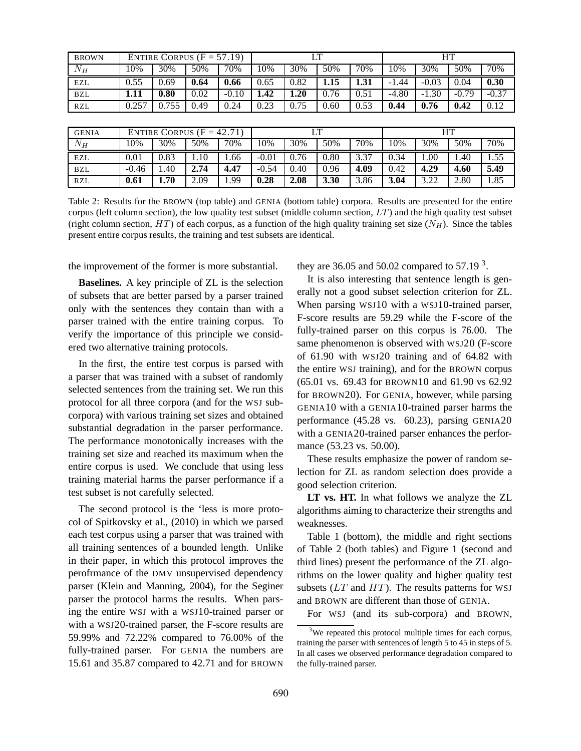| BROWN | ENTIRE CORPUS (F = 57.19) | | | | LT | | | | HT | | | |
|---|---|---|---|---|---|---|---|---|---|---|---|---|
| $N_H$ | 10% | 30% | 50% | 70% | 10% | 30% | 50% | 70% | 10% | 30% | 50% | 70% |
| EZL | 0.55 | 0.69 | **0.64** | **0.66** | 0.65 | 0.82 | **1.15** | **1.31** | -1.44 | -0.03 | 0.04 | **0.30** |
| BZL | **1.11** | **0.80** | 0.02 | -0.10 | **1.42** | **1.20** | 0.76 | 0.51 | -4.80 | -1.30 | -0.79 | -0.37 |
| RZL | 0.257 | 0.755 | 0.49 | 0.24 | 0.23 | 0.75 | 0.60 | 0.53 | **0.44** | **0.76** | **0.42** | 0.12 |

| GENIA | ENTIRE CORPUS (F = 42.71) | | | | LT | | | | HT | | | |
|---|---|---|---|---|---|---|---|---|---|---|---|---|
| $N_H$ | 10% | 30% | 50% | 70% | 10% | 30% | 50% | 70% | 10% | 30% | 50% | 70% |
| EZL | 0.01 | 0.83 | 1.10 | 1.66 | -0.01 | 0.76 | 0.80 | 3.37 | 0.34 | 1.00 | 1.40 | 1.55 |
| BZL | -0.46 | 1.40 | **2.74** | **4.47** | -0.54 | 0.40 | 0.96 | **4.09** | 0.42 | **4.29** | **4.60** | **5.49** |
| RZL | **0.61** | **1.70** | 2.09 | 1.99 | **0.28** | **2.08** | **3.30** | 3.86 | **3.04** | 3.22 | 2.80 | 1.85 |

Table 2: Results for the BROWN (top table) and GENIA (bottom table) corpora. Results are presented for the entire corpus (left column section), the low quality test subset (middle column section, $LT$) and the high quality test subset (right column section, $HT$) of each corpus, as a function of the high quality training set size ($N_H$). Since the tables present entire corpus results, the training and test subsets are identical.

the improvement of the former is more substantial.

**Baselines.** A key principle of ZL is the selection of subsets that are better parsed by a parser trained only with the sentences they contain than with a parser trained with the entire training corpus. To verify the importance of this principle we considered two alternative training protocols.

In the first, the entire test corpus is parsed with a parser that was trained with a subset of randomly selected sentences from the training set. We run this protocol for all three corpora (and for the WSJ sub-corpora) with various training set sizes and obtained substantial degradation in the parser performance. The performance monotonically increases with the training set size and reached its maximum when the entire corpus is used. We conclude that using less training material harms the parser performance if a test subset is not carefully selected.

The second protocol is the 'less is more protocol of Spitkovsky et al., (2010) in which we parsed each test corpus using a parser that was trained with all training sentences of a bounded length. Unlike in their paper, in which this protocol improves the perofrmance of the DMV unsupervised dependency parser (Klein and Manning, 2004), for the Seginer parser the protocol harms the results. When parsing the entire WSJ with a WSJ10-trained parser or with a WSJ20-trained parser, the F-score results are 59.99% and 72.22% compared to 76.00% of the fully-trained parser. For GENIA the numbers are 15.61 and 35.87 compared to 42.71 and for BROWN they are 36.05 and 50.02 compared to 57.19 [3].

It is also interesting that sentence length is generally not a good subset selection criterion for ZL. When parsing WSJ10 with a WSJ10-trained parser, F-score results are 59.29 while the F-score of the fully-trained parser on this corpus is 76.00. The same phenomenon is observed with WSJ20 (F-score of 61.90 with WSJ20 training and of 64.82 with the entire WSJ training), and for the BROWN corpus (65.01 vs. 69.43 for BROWN10 and 61.90 vs 62.92 for BROWN20). For GENIA, however, while parsing GENIA10 with a GENIA10-trained parser harms the performance (45.28 vs. 60.23), parsing GENIA20 with a GENIA20-trained parser enhances the performance (53.23 vs. 50.00).

These results emphasize the power of random selection for ZL as random selection does provide a good selection criterion.

**LT vs. HT.** In what follows we analyze the ZL algorithms aiming to characterize their strengths and weaknesses.

Table 1 (bottom), the middle and right sections of Table 2 (both tables) and Figure 1 (second and third lines) present the performance of the ZL algorithms on the lower quality and higher quality test subsets ($LT$ and $HT$). The results patterns for WSJ and BROWN are different than those of GENIA.

For WSJ (and its sub-corpora) and BROWN,

[3] We repeated this protocol multiple times for each corpus, training the parser with sentences of length 5 to 45 in steps of 5. In all cases we observed performance degradation compared to the fully-trained parser.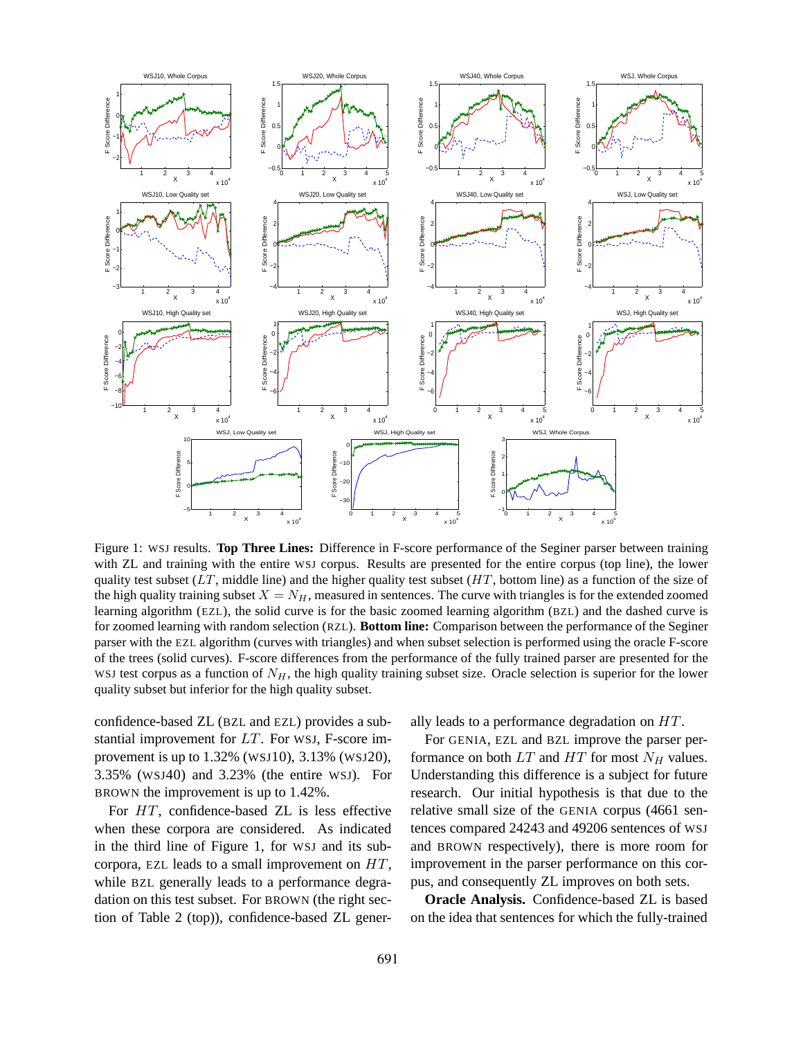Figure 1: WSJ results. **Top Three Lines:** Difference in F-score performance of the Seginer parser between training with ZL and training with the entire WSJ corpus. Results are presented for the entire corpus (top line), the lower quality test subset ($LT$, middle line) and the higher quality test subset ($HT$, bottom line) as a function of the size of the high quality training subset $X = N_H$, measured in sentences. The curve with triangles is for the extended zoomed learning algorithm (EZL), the solid curve is for the basic zoomed learning algorithm (BZL) and the dashed curve is for zoomed learning with random selection (RZL). **Bottom line:** Comparison between the performance of the Seginer parser with the EZL algorithm (curves with triangles) and when subset selection is performed using the oracle F-score of the trees (solid curves). F-score differences from the performance of the fully trained parser are presented for the WSJ test corpus as a function of $N_H$, the high quality training subset size. Oracle selection is superior for the lower quality subset but inferior for the high quality subset.

confidence-based ZL (BZL and EZL) provides a substantial improvement for $LT$. For WSJ, F-score improvement is up to 1.32% (WSJ10), 3.13% (WSJ20), 3.35% (WSJ40) and 3.23% (the entire WSJ). For BROWN the improvement is up to 1.42%.

For $HT$, confidence-based ZL is less effective when these corpora are considered. As indicated in the third line of Figure 1, for WSJ and its subcorpora, EZL leads to a small improvement on $HT$, while BZL generally leads to a performance degradation on this test subset. For BROWN (the right section of Table 2 (top)), confidence-based ZL generally leads to a performance degradation on $HT$.

For GENIA, EZL and BZL improve the parser performance on both $LT$ and $HT$ for most $N_H$ values. Understanding this difference is a subject for future research. Our initial hypothesis is that due to the relative small size of the GENIA corpus (4661 sentences compared 24243 and 49206 sentences of WSJ and BROWN respectively), there is more room for improvement in the parser performance on this corpus, and consequently ZL improves on both sets.

**Oracle Analysis.** Confidence-based ZL is based on the idea that sentences for which the fully-trained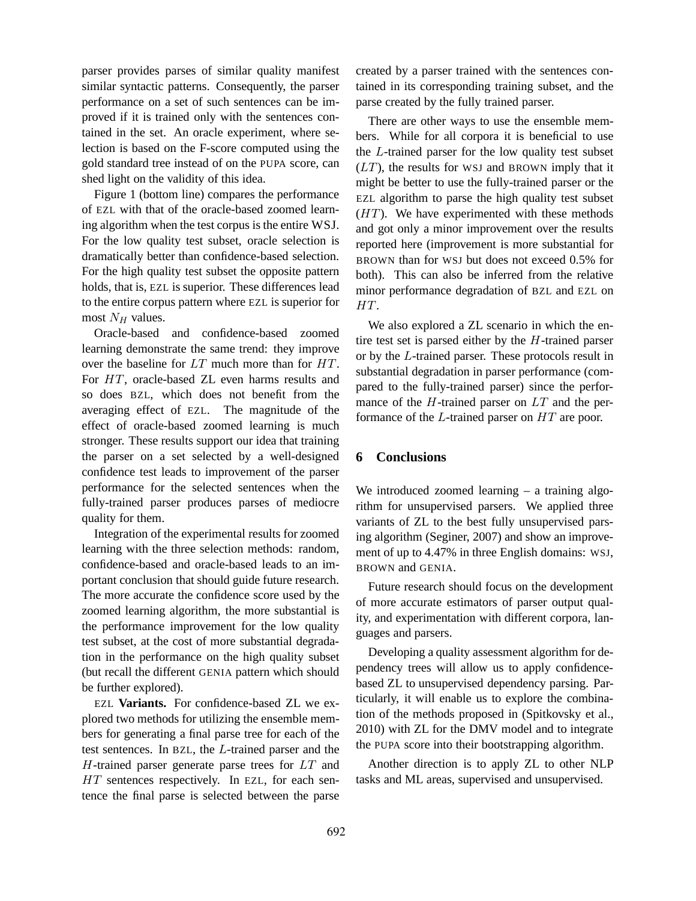parser provides parses of similar quality manifest similar syntactic patterns. Consequently, the parser performance on a set of such sentences can be improved if it is trained only with the sentences contained in the set. An oracle experiment, where selection is based on the F-score computed using the gold standard tree instead of on the PUPA score, can shed light on the validity of this idea.

Figure 1 (bottom line) compares the performance of EZL with that of the oracle-based zoomed learning algorithm when the test corpus is the entire WSJ. For the low quality test subset, oracle selection is dramatically better than confidence-based selection. For the high quality test subset the opposite pattern holds, that is, EZL is superior. These differences lead to the entire corpus pattern where EZL is superior for most $N_H$ values.

Oracle-based and confidence-based zoomed learning demonstrate the same trend: they improve over the baseline for $LT$ much more than for $HT$. For $HT$, oracle-based ZL even harms results and so does BZL, which does not benefit from the averaging effect of EZL. The magnitude of the effect of oracle-based zoomed learning is much stronger. These results support our idea that training the parser on a set selected by a well-designed confidence test leads to improvement of the parser performance for the selected sentences when the fully-trained parser produces parses of mediocre quality for them.

Integration of the experimental results for zoomed learning with the three selection methods: random, confidence-based and oracle-based leads to an important conclusion that should guide future research. The more accurate the confidence score used by the zoomed learning algorithm, the more substantial is the performance improvement for the low quality test subset, at the cost of more substantial degradation in the performance on the high quality subset (but recall the different GENIA pattern which should be further explored).

EZL **Variants.** For confidence-based ZL we explored two methods for utilizing the ensemble members for generating a final parse tree for each of the test sentences. In BZL, the $L$-trained parser and the $H$-trained parser generate parse trees for $LT$ and $HT$ sentences respectively. In EZL, for each sentence the final parse is selected between the parse created by a parser trained with the sentences contained in its corresponding training subset, and the parse created by the fully trained parser.

There are other ways to use the ensemble members. While for all corpora it is beneficial to use the $L$-trained parser for the low quality test subset ($LT$), the results for WSJ and BROWN imply that it might be better to use the fully-trained parser or the EZL algorithm to parse the high quality test subset ($HT$). We have experimented with these methods and got only a minor improvement over the results reported here (improvement is more substantial for BROWN than for WSJ but does not exceed 0.5% for both). This can also be inferred from the relative minor performance degradation of BZL and EZL on $HT$.

We also explored a ZL scenario in which the entire test set is parsed either by the $H$-trained parser or by the $L$-trained parser. These protocols result in substantial degradation in parser performance (compared to the fully-trained parser) since the performance of the $H$-trained parser on $LT$ and the performance of the $L$-trained parser on $HT$ are poor.

## 6 Conclusions

We introduced zoomed learning – a training algorithm for unsupervised parsers. We applied three variants of ZL to the best fully unsupervised parsing algorithm (Seginer, 2007) and show an improvement of up to 4.47% in three English domains: WSJ, BROWN and GENIA.

Future research should focus on the development of more accurate estimators of parser output quality, and experimentation with different corpora, languages and parsers.

Developing a quality assessment algorithm for dependency trees will allow us to apply confidence-based ZL to unsupervised dependency parsing. Particularly, it will enable us to explore the combination of the methods proposed in (Spitkovsky et al., 2010) with ZL for the DMV model and to integrate the PUPA score into their bootstrapping algorithm.

Another direction is to apply ZL to other NLP tasks and ML areas, supervised and unsupervised.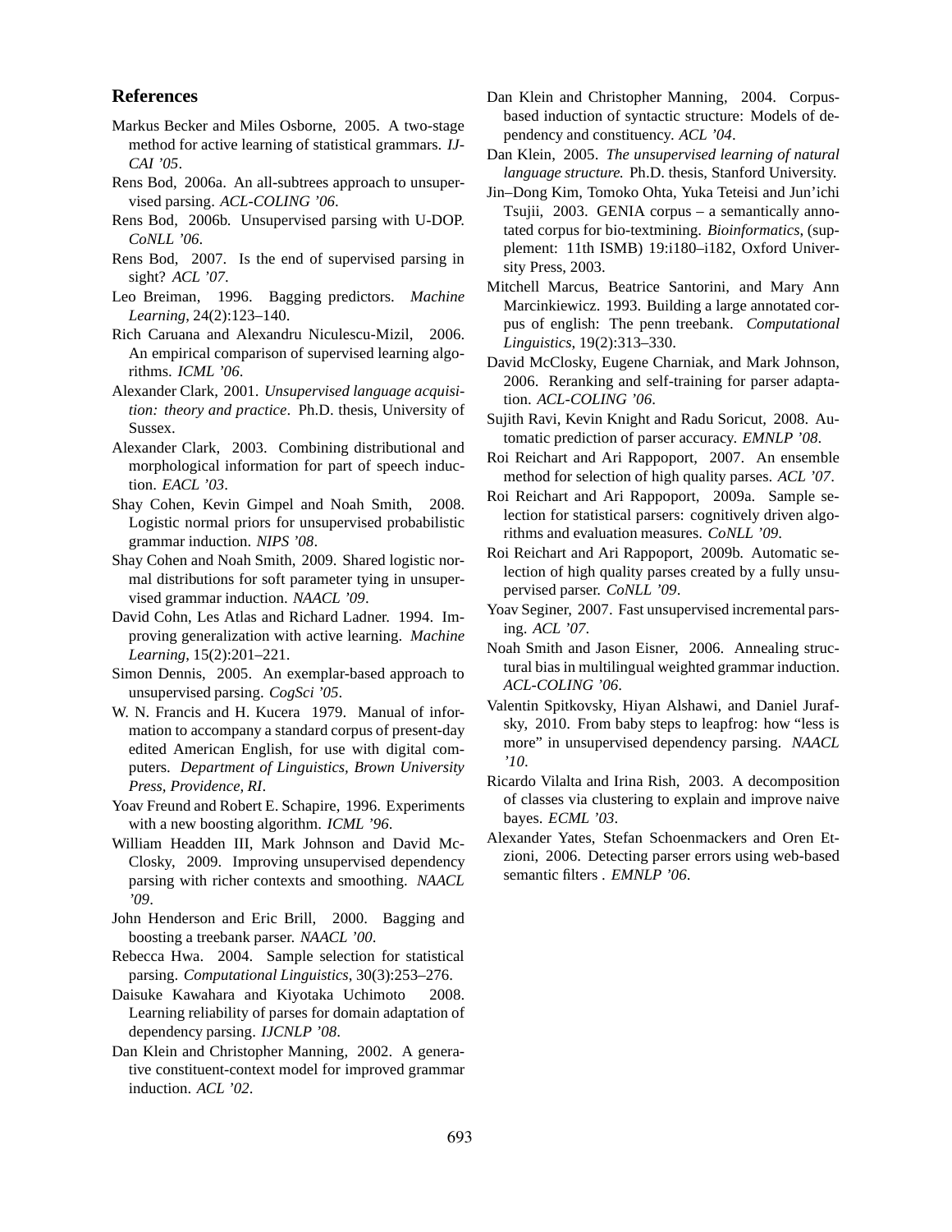## References

Markus Becker and Miles Osborne, 2005. A two-stage method for active learning of statistical grammars. *IJCAI '05*.

Rens Bod, 2006a. An all-subtrees approach to unsupervised parsing. *ACL-COLING '06*.

Rens Bod, 2006b. Unsupervised parsing with U-DOP. *CoNLL '06*.

Rens Bod, 2007. Is the end of supervised parsing in sight? *ACL '07*.

Leo Breiman, 1996. Bagging predictors. *Machine Learning*, 24(2):123–140.

Rich Caruana and Alexandru Niculescu-Mizil, 2006. An empirical comparison of supervised learning algorithms. *ICML '06*.

Alexander Clark, 2001. *Unsupervised language acquisition: theory and practice*. Ph.D. thesis, University of Sussex.

Alexander Clark, 2003. Combining distributional and morphological information for part of speech induction. *EACL '03*.

Shay Cohen, Kevin Gimpel and Noah Smith, 2008. Logistic normal priors for unsupervised probabilistic grammar induction. *NIPS '08*.

Shay Cohen and Noah Smith, 2009. Shared logistic normal distributions for soft parameter tying in unsupervised grammar induction. *NAACL '09*.

David Cohn, Les Atlas and Richard Ladner. 1994. Improving generalization with active learning. *Machine Learning*, 15(2):201–221.

Simon Dennis, 2005. An exemplar-based approach to unsupervised parsing. *CogSci '05*.

W. N. Francis and H. Kucera 1979. Manual of information to accompany a standard corpus of present-day edited American English, for use with digital computers. *Department of Linguistics, Brown University Press, Providence, RI*.

Yoav Freund and Robert E. Schapire, 1996. Experiments with a new boosting algorithm. *ICML '96*.

William Headden III, Mark Johnson and David McClosky, 2009. Improving unsupervised dependency parsing with richer contexts and smoothing. *NAACL '09*.

John Henderson and Eric Brill, 2000. Bagging and boosting a treebank parser. *NAACL '00*.

Rebecca Hwa. 2004. Sample selection for statistical parsing. *Computational Linguistics*, 30(3):253–276.

Daisuke Kawahara and Kiyotaka Uchimoto 2008. Learning reliability of parses for domain adaptation of dependency parsing. *IJCNLP '08*.

Dan Klein and Christopher Manning, 2002. A generative constituent-context model for improved grammar induction. *ACL '02*.

Dan Klein and Christopher Manning, 2004. Corpus-based induction of syntactic structure: Models of dependency and constituency. *ACL '04*.

Dan Klein, 2005. *The unsupervised learning of natural language structure.* Ph.D. thesis, Stanford University.

Jin–Dong Kim, Tomoko Ohta, Yuka Teteisi and Jun'ichi Tsujii, 2003. GENIA corpus – a semantically annotated corpus for bio-textmining. *Bioinformatics*, (supplement: 11th ISMB) 19:i180–i182, Oxford University Press, 2003.

Mitchell Marcus, Beatrice Santorini, and Mary Ann Marcinkiewicz. 1993. Building a large annotated corpus of english: The penn treebank. *Computational Linguistics*, 19(2):313–330.

David McClosky, Eugene Charniak, and Mark Johnson, 2006. Reranking and self-training for parser adaptation. *ACL-COLING '06*.

Sujith Ravi, Kevin Knight and Radu Soricut, 2008. Automatic prediction of parser accuracy. *EMNLP '08*.

Roi Reichart and Ari Rappoport, 2007. An ensemble method for selection of high quality parses. *ACL '07*.

Roi Reichart and Ari Rappoport, 2009a. Sample selection for statistical parsers: cognitively driven algorithms and evaluation measures. *CoNLL '09*.

Roi Reichart and Ari Rappoport, 2009b. Automatic selection of high quality parses created by a fully unsupervised parser. *CoNLL '09*.

Yoav Seginer, 2007. Fast unsupervised incremental parsing. *ACL '07*.

Noah Smith and Jason Eisner, 2006. Annealing structural bias in multilingual weighted grammar induction. *ACL-COLING '06*.

Valentin Spitkovsky, Hiyan Alshawi, and Daniel Jurafsky, 2010. From baby steps to leapfrog: how "less is more" in unsupervised dependency parsing. *NAACL '10*.

Ricardo Vilalta and Irina Rish, 2003. A decomposition of classes via clustering to explain and improve naive bayes. *ECML '03*.

Alexander Yates, Stefan Schoenmackers and Oren Etzioni, 2006. Detecting parser errors using web-based semantic filters . *EMNLP '06*.